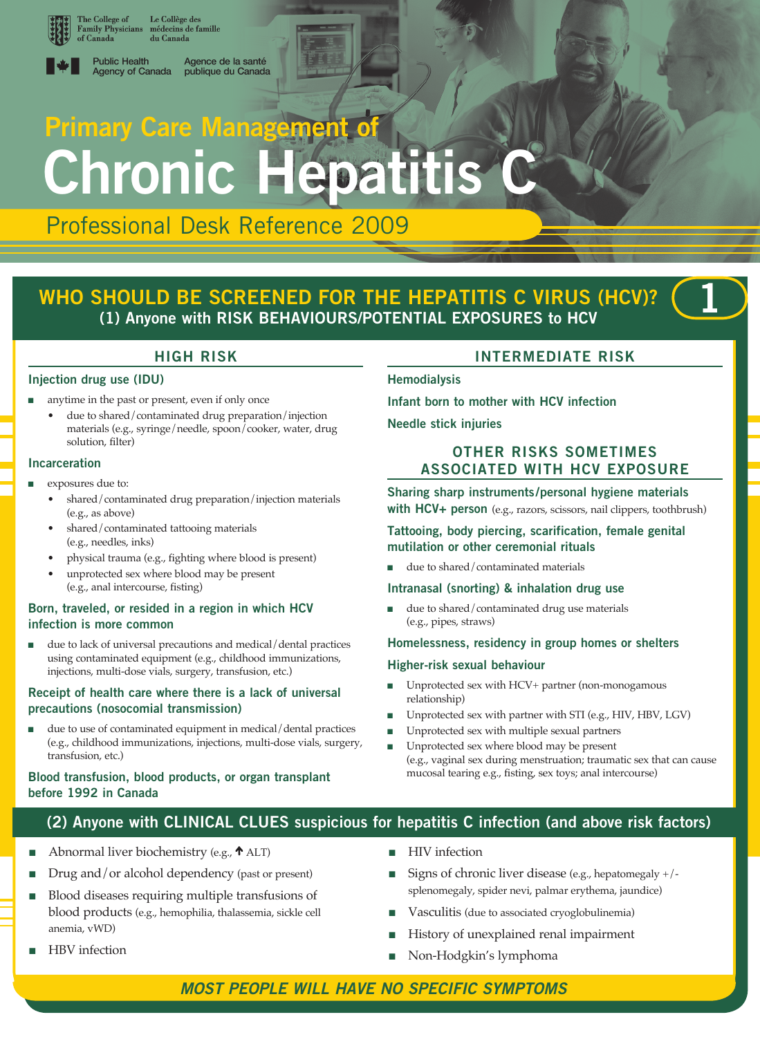The College of Family Physicians of Canada / Le Collège des médecins de famille du Canada

Public Health Agency of Canada / Agence de la santé publique du Canada

# Primary Care Management of Chronic Hepatitis C

## Professional Desk Reference 2009

## WHO SHOULD BE SCREENED FOR THE HEPATITIS C VIRUS (HCV)? 1

### (1) Anyone with RISK BEHAVIOURS/POTENTIAL EXPOSURES to HCV

#### HIGH RISK

**Injection drug use (IDU)**

- anytime in the past or present, even if only once
  - due to shared/contaminated drug preparation/injection materials (e.g., syringe/needle, spoon/cooker, water, drug solution, filter)

**Incarceration**

- exposures due to:
  - shared/contaminated drug preparation/injection materials (e.g., as above)
  - shared/contaminated tattooing materials (e.g., needles, inks)
  - physical trauma (e.g., fighting where blood is present)
  - unprotected sex where blood may be present (e.g., anal intercourse, fisting)

**Born, traveled, or resided in a region in which HCV infection is more common**

- due to lack of universal precautions and medical/dental practices using contaminated equipment (e.g., childhood immunizations, injections, multi-dose vials, surgery, transfusion, etc.)

**Receipt of health care where there is a lack of universal precautions (nosocomial transmission)**

- due to use of contaminated equipment in medical/dental practices (e.g., childhood immunizations, injections, multi-dose vials, surgery, transfusion, etc.)

**Blood transfusion, blood products, or organ transplant before 1992 in Canada**

#### INTERMEDIATE RISK

**Hemodialysis**

**Infant born to mother with HCV infection**

**Needle stick injuries**

#### OTHER RISKS SOMETIMES ASSOCIATED WITH HCV EXPOSURE

**Sharing sharp instruments/personal hygiene materials with HCV+ person** (e.g., razors, scissors, nail clippers, toothbrush)

**Tattooing, body piercing, scarification, female genital mutilation or other ceremonial rituals**

- due to shared/contaminated materials

**Intranasal (snorting) & inhalation drug use**

- due to shared/contaminated drug use materials (e.g., pipes, straws)

**Homelessness, residency in group homes or shelters**

**Higher-risk sexual behaviour**

- Unprotected sex with HCV+ partner (non-monogamous relationship)
- Unprotected sex with partner with STI (e.g., HIV, HBV, LGV)
- Unprotected sex with multiple sexual partners
- Unprotected sex where blood may be present (e.g., vaginal sex during menstruation; traumatic sex that can cause mucosal tearing e.g., fisting, sex toys; anal intercourse)

### (2) Anyone with CLINICAL CLUES suspicious for hepatitis C infection (and above risk factors)

- Abnormal liver biochemistry (e.g., ↑ ALT)
- Drug and/or alcohol dependency (past or present)
- Blood diseases requiring multiple transfusions of blood products (e.g., hemophilia, thalassemia, sickle cell anemia, vWD)
- HBV infection
- HIV infection
- Signs of chronic liver disease (e.g., hepatomegaly +/- splenomegaly, spider nevi, palmar erythema, jaundice)
- Vasculitis (due to associated cryoglobulinemia)
- History of unexplained renal impairment
- Non-Hodgkin's lymphoma

***MOST PEOPLE WILL HAVE NO SPECIFIC SYMPTOMS***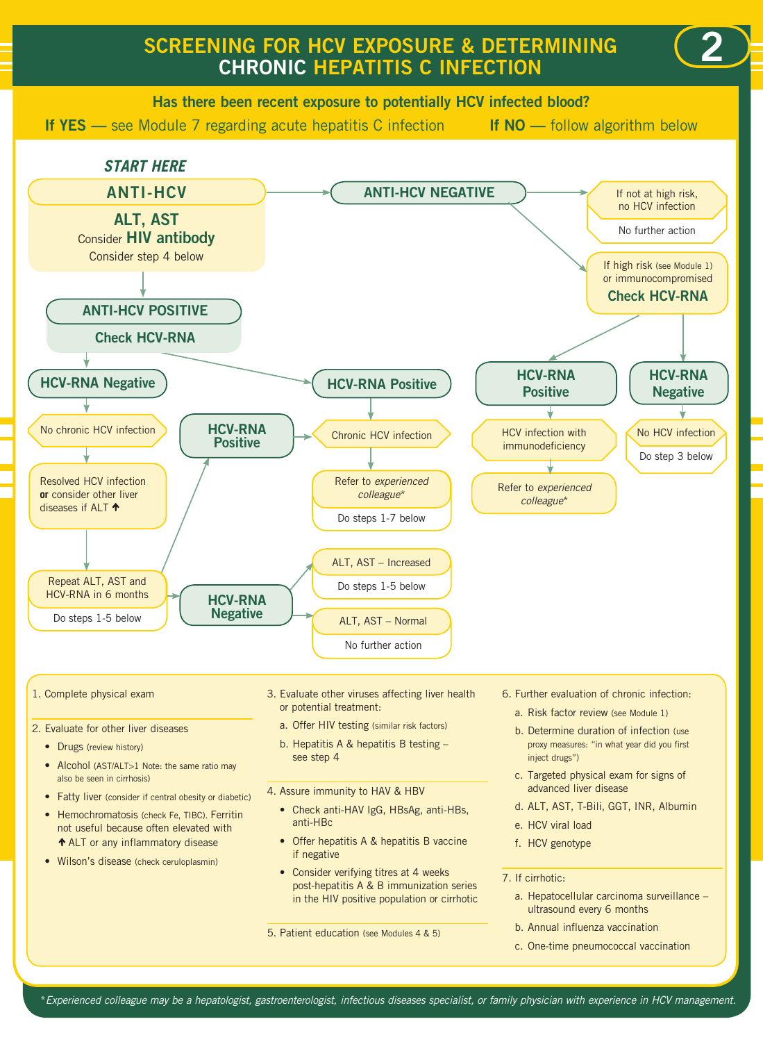# SCREENING FOR HCV EXPOSURE & DETERMINING CHRONIC HEPATITIS C INFECTION

**Has there been recent exposure to potentially HCV infected blood?**

**If YES** — see Module 7 regarding acute hepatitis C infection **If NO** — follow algorithm below

*START HERE*

**ANTI-HCV**
**ALT, AST**
Consider **HIV antibody**
Consider step 4 below

**ANTI-HCV NEGATIVE**

- If not at high risk, no HCV infection — No further action
- If high risk (see Module 1) or immunocompromised — **Check HCV-RNA**
  - **HCV-RNA Positive** → HCV infection with immunodeficiency → Refer to *experienced colleague**
  - **HCV-RNA Negative** → No HCV infection — Do step 3 below

**ANTI-HCV POSITIVE**
**Check HCV-RNA**

- **HCV-RNA Negative** → No chronic HCV infection → Resolved HCV infection **or** consider other liver diseases if ALT ↑ → Repeat ALT, AST and HCV-RNA in 6 months — Do steps 1-5 below
  - **HCV-RNA Positive** → Chronic HCV infection
  - **HCV-RNA Negative**
    - ALT, AST – Increased — Do steps 1-5 below
    - ALT, AST – Normal — No further action
- **HCV-RNA Positive** → Chronic HCV infection → Refer to *experienced colleague** — Do steps 1-7 below

---

1. Complete physical exam

2. Evaluate for other liver diseases
   - Drugs (review history)
   - Alcohol (AST/ALT>1 Note: the same ratio may also be seen in cirrhosis)
   - Fatty liver (consider if central obesity or diabetic)
   - Hemochromatosis (check Fe, TIBC). Ferritin not useful because often elevated with ↑ ALT or any inflammatory disease
   - Wilson's disease (check ceruloplasmin)

3. Evaluate other viruses affecting liver health or potential treatment:
   a. Offer HIV testing (similar risk factors)
   b. Hepatitis A & hepatitis B testing – see step 4

4. Assure immunity to HAV & HBV
   - Check anti-HAV IgG, HBsAg, anti-HBs, anti-HBc
   - Offer hepatitis A & hepatitis B vaccine if negative
   - Consider verifying titres at 4 weeks post-hepatitis A & B immunization series in the HIV positive population or cirrhotic

5. Patient education (see Modules 4 & 5)

6. Further evaluation of chronic infection:
   a. Risk factor review (see Module 1)
   b. Determine duration of infection (use proxy measures: "in what year did you first inject drugs")
   c. Targeted physical exam for signs of advanced liver disease
   d. ALT, AST, T-Bili, GGT, INR, Albumin
   e. HCV viral load
   f. HCV genotype

7. If cirrhotic:
   a. Hepatocellular carcinoma surveillance – ultrasound every 6 months
   b. Annual influenza vaccination
   c. One-time pneumococcal vaccination

**Experienced colleague may be a hepatologist, gastroenterologist, infectious diseases specialist, or family physician with experience in HCV management.*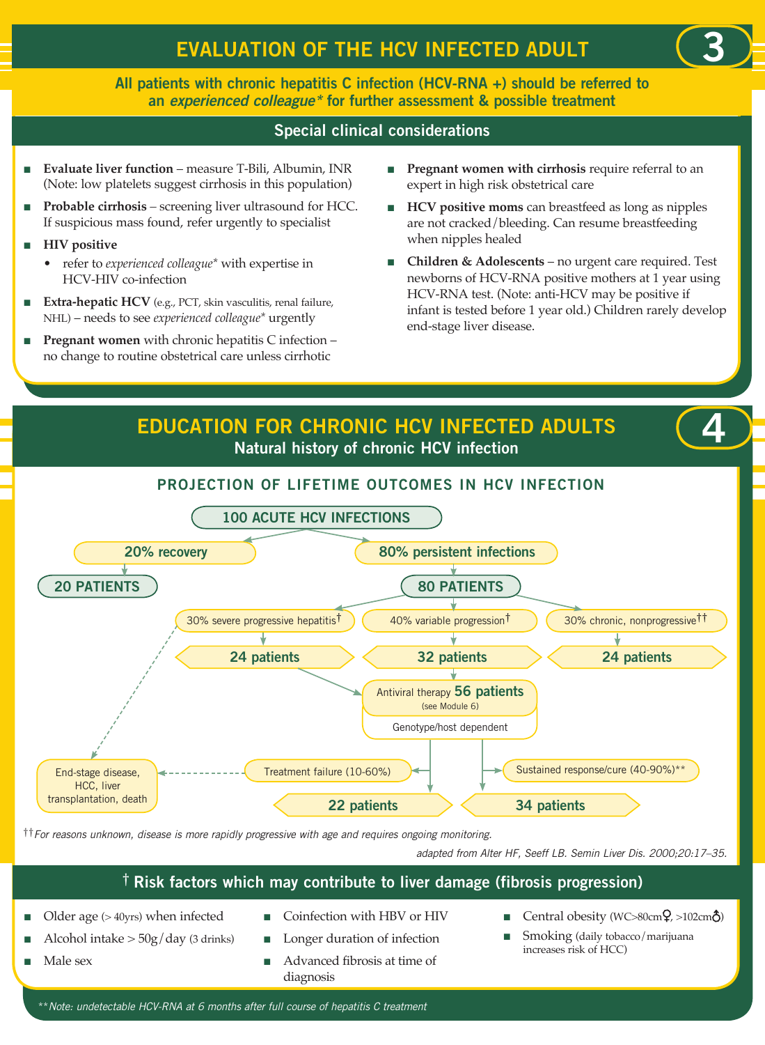# EVALUATION OF THE HCV INFECTED ADULT

3

**All patients with chronic hepatitis C infection (HCV-RNA +) should be referred to an *experienced colleague** for further assessment & possible treatment**

## Special clinical considerations

- **Evaluate liver function** – measure T-Bili, Albumin, INR (Note: low platelets suggest cirrhosis in this population)
- **Probable cirrhosis** – screening liver ultrasound for HCC. If suspicious mass found, refer urgently to specialist
- **HIV positive**
  - refer to *experienced colleague** with expertise in HCV-HIV co-infection
- **Extra-hepatic HCV** (e.g., PCT, skin vasculitis, renal failure, NHL) – needs to see *experienced colleague** urgently
- **Pregnant women** with chronic hepatitis C infection – no change to routine obstetrical care unless cirrhotic
- **Pregnant women with cirrhosis** require referral to an expert in high risk obstetrical care
- **HCV positive moms** can breastfeed as long as nipples are not cracked/bleeding. Can resume breastfeeding when nipples healed
- **Children & Adolescents** – no urgent care required. Test newborns of HCV-RNA positive mothers at 1 year using HCV-RNA test. (Note: anti-HCV may be positive if infant is tested before 1 year old.) Children rarely develop end-stage liver disease.

# EDUCATION FOR CHRONIC HCV INFECTED ADULTS

4

## Natural history of chronic HCV infection

### PROJECTION OF LIFETIME OUTCOMES IN HCV INFECTION

- 100 ACUTE HCV INFECTIONS
  - 20% recovery → 20 PATIENTS
  - 80% persistent infections → 80 PATIENTS
    - 30% severe progressive hepatitis† → 24 patients → Antiviral therapy; (untreated → End-stage disease, HCC, liver transplantation, death)
    - 40% variable progression† → 32 patients → Antiviral therapy
    - 30% chronic, nonprogressive†† → 24 patients
- Antiviral therapy 56 patients (see Module 6) – Genotype/host dependent
  - Treatment failure (10-60%) → 22 patients → End-stage disease, HCC, liver transplantation, death
  - Sustained response/cure (40-90%)** → 34 patients

†† *For reasons unknown, disease is more rapidly progressive with age and requires ongoing monitoring.*

*adapted from Alter HF, Seeff LB. Semin Liver Dis. 2000;20:17–35.*

## † Risk factors which may contribute to liver damage (fibrosis progression)

- Older age (> 40yrs) when infected
- Alcohol intake > 50g/day (3 drinks)
- Male sex
- Coinfection with HBV or HIV
- Longer duration of infection
- Advanced fibrosis at time of diagnosis
- Central obesity (WC>80cm♀, >102cm♂)
- Smoking (daily tobacco/marijuana increases risk of HCC)

*** Note: undetectable HCV-RNA at 6 months after full course of hepatitis C treatment*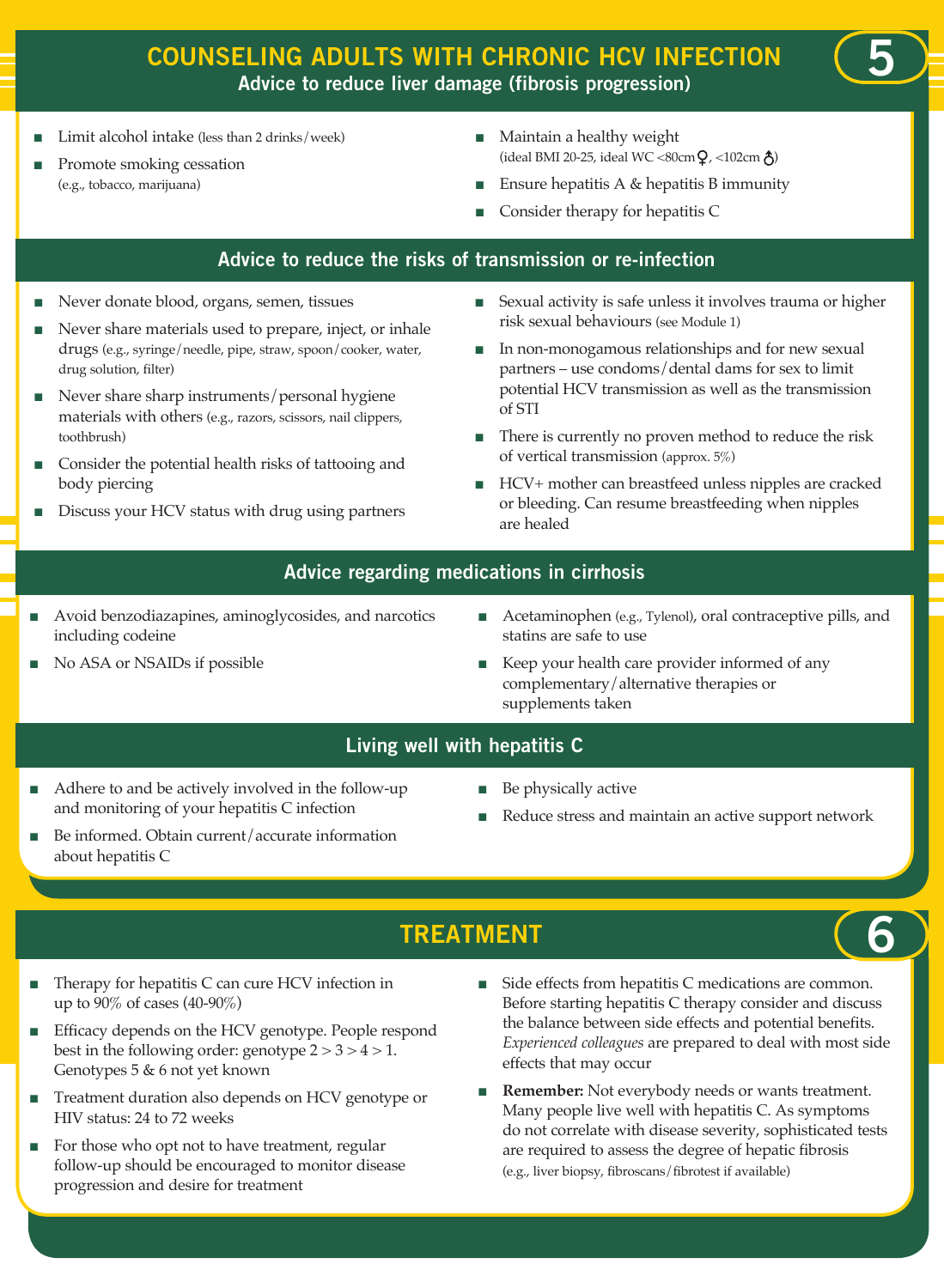# COUNSELING ADULTS WITH CHRONIC HCV INFECTION

5

## Advice to reduce liver damage (fibrosis progression)

- Limit alcohol intake (less than 2 drinks/week)
- Promote smoking cessation (e.g., tobacco, marijuana)
- Maintain a healthy weight (ideal BMI 20-25, ideal WC <80cm♀, <102cm♂)
- Ensure hepatitis A & hepatitis B immunity
- Consider therapy for hepatitis C

## Advice to reduce the risks of transmission or re-infection

- Never donate blood, organs, semen, tissues
- Never share materials used to prepare, inject, or inhale drugs (e.g., syringe/needle, pipe, straw, spoon/cooker, water, drug solution, filter)
- Never share sharp instruments/personal hygiene materials with others (e.g., razors, scissors, nail clippers, toothbrush)
- Consider the potential health risks of tattooing and body piercing
- Discuss your HCV status with drug using partners
- Sexual activity is safe unless it involves trauma or higher risk sexual behaviours (see Module 1)
- In non-monogamous relationships and for new sexual partners – use condoms/dental dams for sex to limit potential HCV transmission as well as the transmission of STI
- There is currently no proven method to reduce the risk of vertical transmission (approx. 5%)
- HCV+ mother can breastfeed unless nipples are cracked or bleeding. Can resume breastfeeding when nipples are healed

## Advice regarding medications in cirrhosis

- Avoid benzodiazapines, aminoglycosides, and narcotics including codeine
- No ASA or NSAIDs if possible
- Acetaminophen (e.g., Tylenol), oral contraceptive pills, and statins are safe to use
- Keep your health care provider informed of any complementary/alternative therapies or supplements taken

## Living well with hepatitis C

- Adhere to and be actively involved in the follow-up and monitoring of your hepatitis C infection
- Be informed. Obtain current/accurate information about hepatitis C
- Be physically active
- Reduce stress and maintain an active support network

# TREATMENT

6

- Therapy for hepatitis C can cure HCV infection in up to 90% of cases (40-90%)
- Efficacy depends on the HCV genotype. People respond best in the following order: genotype 2 > 3 > 4 > 1. Genotypes 5 & 6 not yet known
- Treatment duration also depends on HCV genotype or HIV status: 24 to 72 weeks
- For those who opt not to have treatment, regular follow-up should be encouraged to monitor disease progression and desire for treatment
- Side effects from hepatitis C medications are common. Before starting hepatitis C therapy consider and discuss the balance between side effects and potential benefits. *Experienced colleagues* are prepared to deal with most side effects that may occur
- **Remember:** Not everybody needs or wants treatment. Many people live well with hepatitis C. As symptoms do not correlate with disease severity, sophisticated tests are required to assess the degree of hepatic fibrosis (e.g., liver biopsy, fibroscans/fibrotest if available)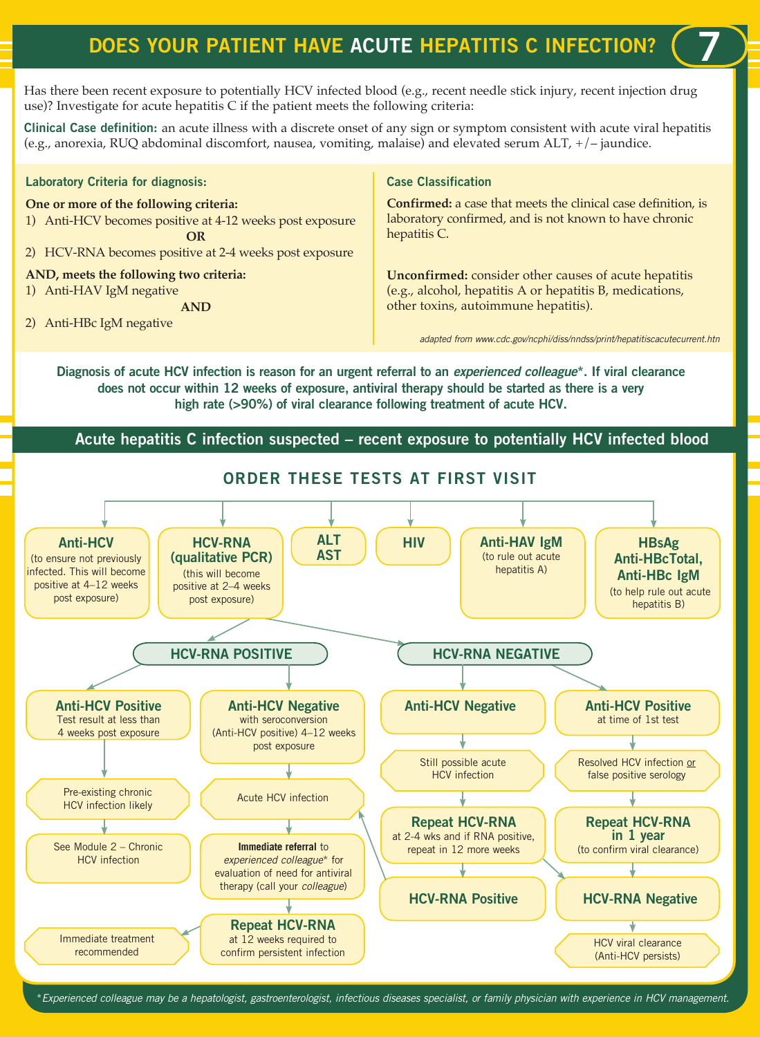# DOES YOUR PATIENT HAVE ACUTE HEPATITIS C INFECTION?

Has there been recent exposure to potentially HCV infected blood (e.g., recent needle stick injury, recent injection drug use)? Investigate for acute hepatitis C if the patient meets the following criteria:

**Clinical Case definition:** an acute illness with a discrete onset of any sign or symptom consistent with acute viral hepatitis (e.g., anorexia, RUQ abdominal discomfort, nausea, vomiting, malaise) and elevated serum ALT, +/– jaundice.

### Laboratory Criteria for diagnosis:

**One or more of the following criteria:**

1) Anti-HCV becomes positive at 4-12 weeks post exposure

**OR**

2) HCV-RNA becomes positive at 2-4 weeks post exposure

**AND, meets the following two criteria:**

1) Anti-HAV IgM negative

**AND**

2) Anti-HBc IgM negative

### Case Classification

**Confirmed:** a case that meets the clinical case definition, is laboratory confirmed, and is not known to have chronic hepatitis C.

**Unconfirmed:** consider other causes of acute hepatitis (e.g., alcohol, hepatitis A or hepatitis B, medications, other toxins, autoimmune hepatitis).

*adapted from www.cdc.gov/ncphi/diss/nndss/print/hepatitiscacutecurrent.htn*

**Diagnosis of acute HCV infection is reason for an urgent referral to an *experienced colleague*\*. If viral clearance does not occur within 12 weeks of exposure, antiviral therapy should be started as there is a very high rate (>90%) of viral clearance following treatment of acute HCV.**

## Acute hepatitis C infection suspected – recent exposure to potentially HCV infected blood

### ORDER THESE TESTS AT FIRST VISIT

- **Anti-HCV** (to ensure not previously infected. This will become positive at 4–12 weeks post exposure)
- **HCV-RNA (qualitative PCR)** (this will become positive at 2–4 weeks post exposure)
- **ALT AST**
- **HIV**
- **Anti-HAV IgM** (to rule out acute hepatitis A)
- **HBsAg Anti-HBcTotal, Anti-HBc IgM** (to help rule out acute hepatitis B)

**HCV-RNA POSITIVE**

- **Anti-HCV Positive** – Test result at less than 4 weeks post exposure → Pre-existing chronic HCV infection likely → See Module 2 – Chronic HCV infection
- **Anti-HCV Negative** with seroconversion (Anti-HCV positive) 4–12 weeks post exposure → Acute HCV infection → **Immediate referral** to *experienced colleague*\* for evaluation of need for antiviral therapy (call your *colleague*) → **Repeat HCV-RNA** at 12 weeks required to confirm persistent infection → Immediate treatment recommended

**HCV-RNA NEGATIVE**

- **Anti-HCV Negative** → Still possible acute HCV infection → **Repeat HCV-RNA** at 2-4 wks and if RNA positive, repeat in 12 more weeks
  - **HCV-RNA Positive** → Acute HCV infection
  - **HCV-RNA Negative** → HCV viral clearance (Anti-HCV persists)
- **Anti-HCV Positive** at time of 1st test → Resolved HCV infection or false positive serology → **Repeat HCV-RNA in 1 year** (to confirm viral clearance) → **HCV-RNA Negative** → HCV viral clearance (Anti-HCV persists)

*\*Experienced colleague may be a hepatologist, gastroenterologist, infectious diseases specialist, or family physician with experience in HCV management.*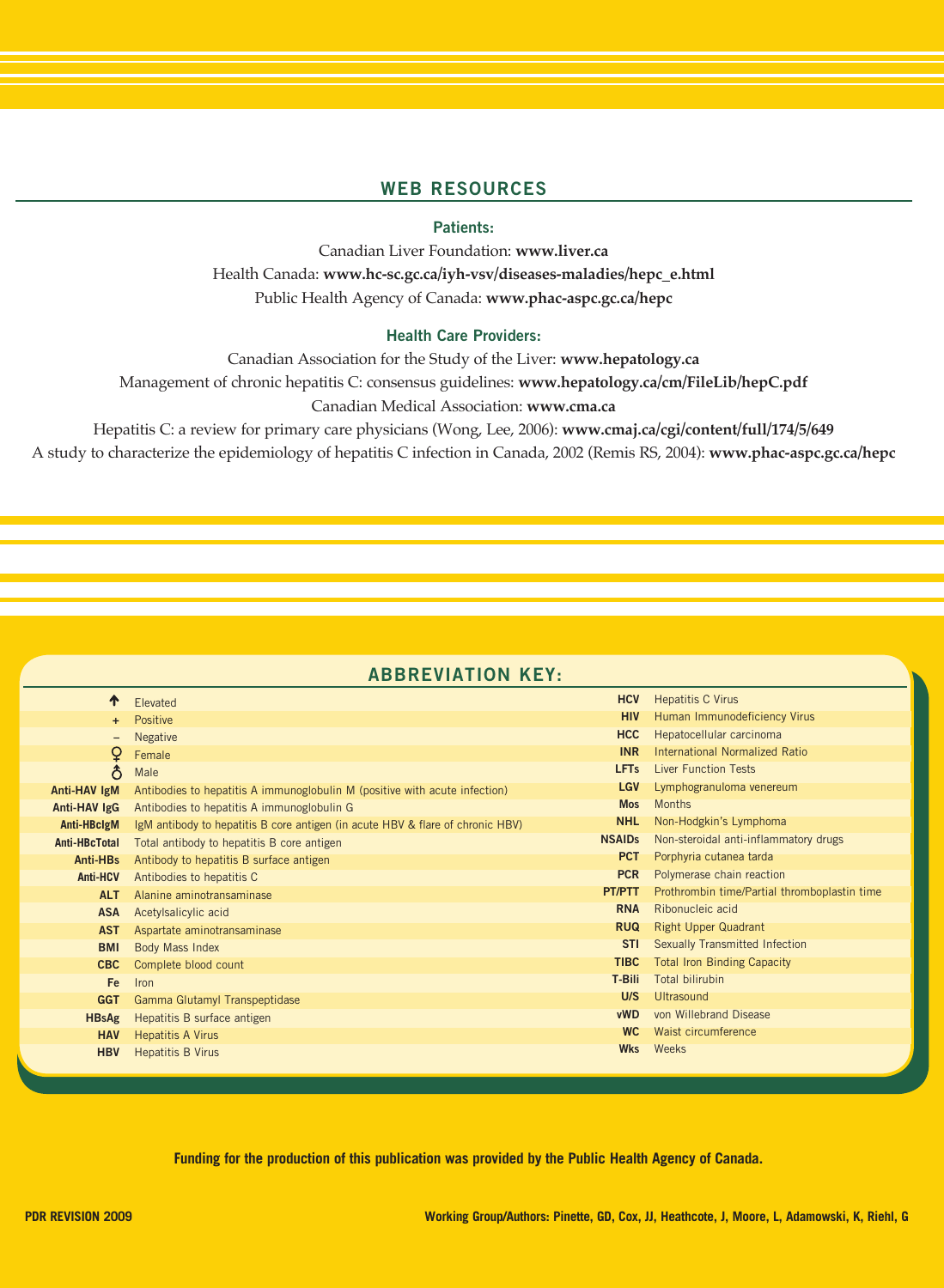## WEB RESOURCES

### Patients:

Canadian Liver Foundation: **www.liver.ca**

Health Canada: **www.hc-sc.gc.ca/iyh-vsv/diseases-maladies/hepc_e.html**

Public Health Agency of Canada: **www.phac-aspc.gc.ca/hepc**

### Health Care Providers:

Canadian Association for the Study of the Liver: **www.hepatology.ca**

Management of chronic hepatitis C: consensus guidelines: **www.hepatology.ca/cm/FileLib/hepC.pdf**

Canadian Medical Association: **www.cma.ca**

Hepatitis C: a review for primary care physicians (Wong, Lee, 2006): **www.cmaj.ca/cgi/content/full/174/5/649**

A study to characterize the epidemiology of hepatitis C infection in Canada, 2002 (Remis RS, 2004): **www.phac-aspc.gc.ca/hepc**

## ABBREVIATION KEY:

| | | | |
|---|---|---|---|
| ↑ | Elevated | **HCV** | Hepatitis C Virus |
| + | Positive | **HIV** | Human Immunodeficiency Virus |
| – | Negative | **HCC** | Hepatocellular carcinoma |
| ♀ | Female | **INR** | International Normalized Ratio |
| ♂ | Male | **LFTs** | Liver Function Tests |
| **Anti-HAV IgM** | Antibodies to hepatitis A immunoglobulin M (positive with acute infection) | **LGV** | Lymphogranuloma venereum |
| **Anti-HAV IgG** | Antibodies to hepatitis A immunoglobulin G | **Mos** | Months |
| **Anti-HBcIgM** | IgM antibody to hepatitis B core antigen (in acute HBV & flare of chronic HBV) | **NHL** | Non-Hodgkin's Lymphoma |
| **Anti-HBcTotal** | Total antibody to hepatitis B core antigen | **NSAIDs** | Non-steroidal anti-inflammatory drugs |
| **Anti-HBs** | Antibody to hepatitis B surface antigen | **PCT** | Porphyria cutanea tarda |
| **Anti-HCV** | Antibodies to hepatitis C | **PCR** | Polymerase chain reaction |
| **ALT** | Alanine aminotransaminase | **PT/PTT** | Prothrombin time/Partial thromboplastin time |
| **ASA** | Acetylsalicylic acid | **RNA** | Ribonucleic acid |
| **AST** | Aspartate aminotransaminase | **RUQ** | Right Upper Quadrant |
| **BMI** | Body Mass Index | **STI** | Sexually Transmitted Infection |
| **CBC** | Complete blood count | **TIBC** | Total Iron Binding Capacity |
| **Fe** | Iron | **T-Bili** | Total bilirubin |
| **GGT** | Gamma Glutamyl Transpeptidase | **U/S** | Ultrasound |
| **HBsAg** | Hepatitis B surface antigen | **vWD** | von Willebrand Disease |
| **HAV** | Hepatitis A Virus | **WC** | Waist circumference |
| **HBV** | Hepatitis B Virus | **Wks** | Weeks |

**Funding for the production of this publication was provided by the Public Health Agency of Canada.**

**PDR REVISION 2009**

**Working Group/Authors: Pinette, GD, Cox, JJ, Heathcote, J, Moore, L, Adamowski, K, Riehl, G**